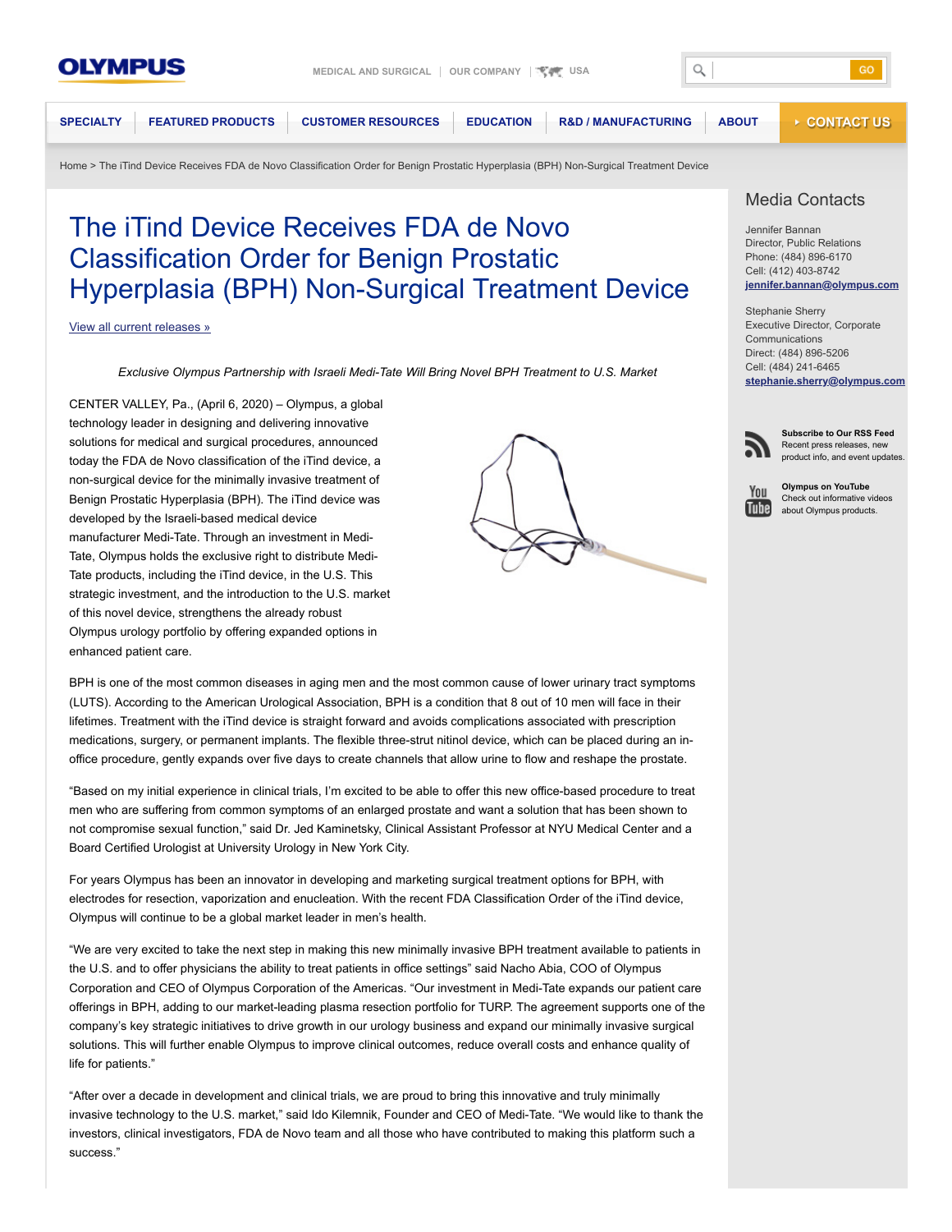OLYMPUS

MEDICAL AND SURGICAL | OUR COMPANY | USA

SPECIALTY | FEATURED PRODUCTS | CUSTOMER RESOURCES | EDUCATION | R&D / MANUFACTURING | ABOUT | CONTACT US

Home > The iTind Device Receives FDA de Novo Classification Order for Benign Prostatic Hyperplasia (BPH) Non-Surgical Treatment Device

# The iTind Device Receives FDA de Novo Classification Order for Benign Prostatic Hyperplasia (BPH) Non-Surgical Treatment Device

View all current releases »

*Exclusive Olympus Partnership with Israeli Medi-Tate Will Bring Novel BPH Treatment to U.S. Market*

CENTER VALLEY, Pa., (April 6, 2020) – Olympus, a global technology leader in designing and delivering innovative solutions for medical and surgical procedures, announced today the FDA de Novo classification of the iTind device, a non-surgical device for the minimally invasive treatment of Benign Prostatic Hyperplasia (BPH). The iTind device was developed by the Israeli-based medical device manufacturer Medi-Tate. Through an investment in Medi-Tate, Olympus holds the exclusive right to distribute Medi-Tate products, including the iTind device, in the U.S. This strategic investment, and the introduction to the U.S. market of this novel device, strengthens the already robust Olympus urology portfolio by offering expanded options in enhanced patient care.

BPH is one of the most common diseases in aging men and the most common cause of lower urinary tract symptoms (LUTS). According to the American Urological Association, BPH is a condition that 8 out of 10 men will face in their lifetimes. Treatment with the iTind device is straight forward and avoids complications associated with prescription medications, surgery, or permanent implants. The flexible three-strut nitinol device, which can be placed during an in-office procedure, gently expands over five days to create channels that allow urine to flow and reshape the prostate.

"Based on my initial experience in clinical trials, I'm excited to be able to offer this new office-based procedure to treat men who are suffering from common symptoms of an enlarged prostate and want a solution that has been shown to not compromise sexual function," said Dr. Jed Kaminetsky, Clinical Assistant Professor at NYU Medical Center and a Board Certified Urologist at University Urology in New York City.

For years Olympus has been an innovator in developing and marketing surgical treatment options for BPH, with electrodes for resection, vaporization and enucleation. With the recent FDA Classification Order of the iTind device, Olympus will continue to be a global market leader in men's health.

"We are very excited to take the next step in making this new minimally invasive BPH treatment available to patients in the U.S. and to offer physicians the ability to treat patients in office settings" said Nacho Abia, COO of Olympus Corporation and CEO of Olympus Corporation of the Americas. "Our investment in Medi-Tate expands our patient care offerings in BPH, adding to our market-leading plasma resection portfolio for TURP. The agreement supports one of the company's key strategic initiatives to drive growth in our urology business and expand our minimally invasive surgical solutions. This will further enable Olympus to improve clinical outcomes, reduce overall costs and enhance quality of life for patients."

"After over a decade in development and clinical trials, we are proud to bring this innovative and truly minimally invasive technology to the U.S. market," said Ido Kilemnik, Founder and CEO of Medi-Tate. "We would like to thank the investors, clinical investigators, FDA de Novo team and all those who have contributed to making this platform such a success."

## Media Contacts

Jennifer Bannan
Director, Public Relations
Phone: (484) 896-6170
Cell: (412) 403-8742
**jennifer.bannan@olympus.com**

Stephanie Sherry
Executive Director, Corporate Communications
Direct: (484) 896-5206
Cell: (484) 241-6465
**stephanie.sherry@olympus.com**

**Subscribe to Our RSS Feed**
Recent press releases, new product info, and event updates.

**Olympus on YouTube**
Check out informative videos about Olympus products.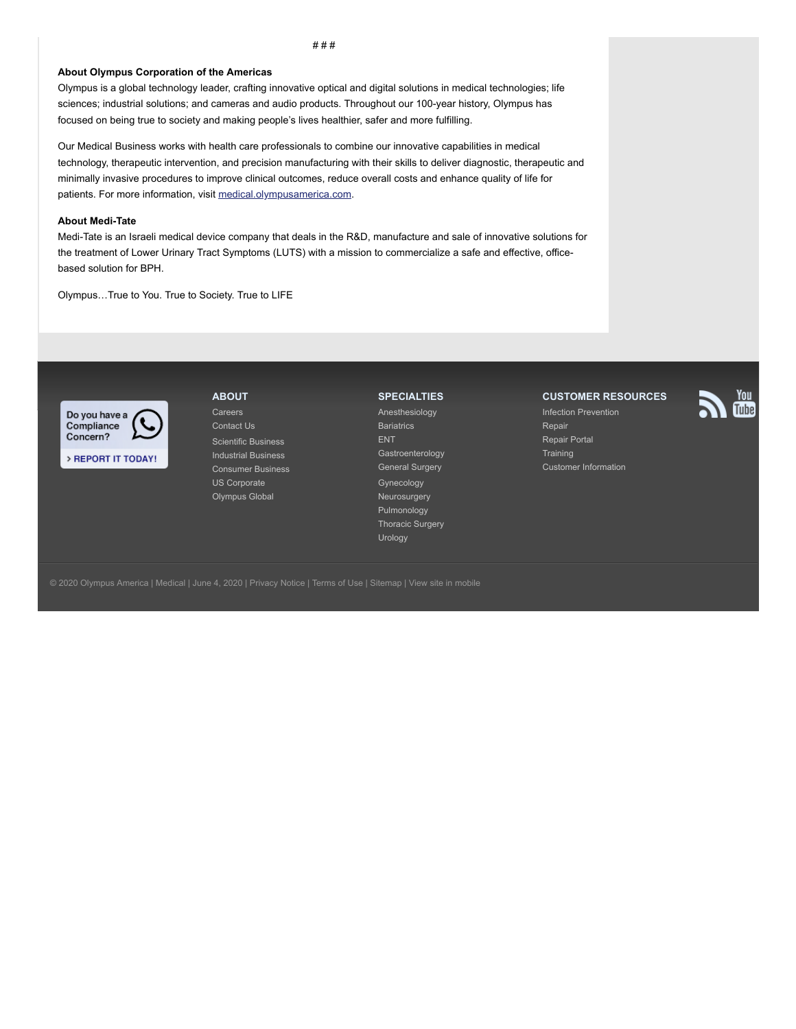# # #

**About Olympus Corporation of the Americas**

Olympus is a global technology leader, crafting innovative optical and digital solutions in medical technologies; life sciences; industrial solutions; and cameras and audio products. Throughout our 100-year history, Olympus has focused on being true to society and making people's lives healthier, safer and more fulfilling.

Our Medical Business works with health care professionals to combine our innovative capabilities in medical technology, therapeutic intervention, and precision manufacturing with their skills to deliver diagnostic, therapeutic and minimally invasive procedures to improve clinical outcomes, reduce overall costs and enhance quality of life for patients. For more information, visit medical.olympusamerica.com.

**About Medi-Tate**

Medi-Tate is an Israeli medical device company that deals in the R&D, manufacture and sale of innovative solutions for the treatment of Lower Urinary Tract Symptoms (LUTS) with a mission to commercialize a safe and effective, office-based solution for BPH.

Olympus…True to You. True to Society. True to LIFE

Do you have a Compliance Concern?

> REPORT IT TODAY!

**ABOUT**

- Careers
- Contact Us
- Scientific Business
- Industrial Business
- Consumer Business
- US Corporate
- Olympus Global

**SPECIALTIES**

- Anesthesiology
- Bariatrics
- ENT
- Gastroenterology
- General Surgery
- Gynecology
- Neurosurgery
- Pulmonology
- Thoracic Surgery
- Urology

**CUSTOMER RESOURCES**

- Infection Prevention
- Repair
- Repair Portal
- Training
- Customer Information

© 2020 Olympus America | Medical | June 4, 2020 | Privacy Notice | Terms of Use | Sitemap | View site in mobile